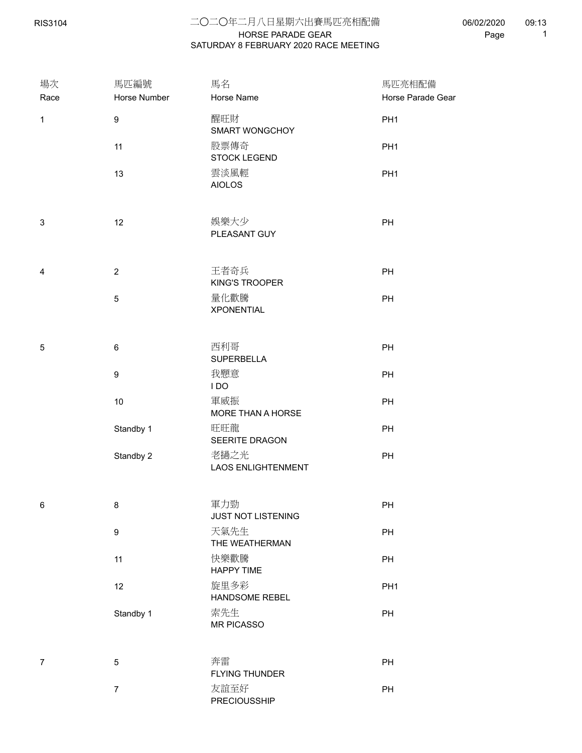# 二〇二〇年二月八日星期六出賽馬匹亮相配備

## HORSE PARADE GEAR
## SATURDAY 8 FEBRUARY 2020 RACE MEETING

RIS3104 06/02/2020 09:13

| 場次<br>Race | 馬匹編號<br>Horse Number | 馬名<br>Horse Name | 馬匹亮相配備<br>Horse Parade Gear |
|---|---|---|---|
| 1 | 9 | 醒旺財<br>SMART WONGCHOY | PH1 |
| | 11 | 股票傳奇<br>STOCK LEGEND | PH1 |
| | 13 | 雲淡風輕<br>AIOLOS | PH1 |
| 3 | 12 | 娛樂大少<br>PLEASANT GUY | PH |
| 4 | 2 | 王者奇兵<br>KING'S TROOPER | PH |
| | 5 | 量化歡騰<br>XPONENTIAL | PH |
| 5 | 6 | 西利哥<br>SUPERBELLA | PH |
| | 9 | 我願意<br>I DO | PH |
| | 10 | 軍威振<br>MORE THAN A HORSE | PH |
| | Standby 1 | 旺旺龍<br>SEERITE DRAGON | PH |
| | Standby 2 | 老撾之光<br>LAOS ENLIGHTENMENT | PH |
| 6 | 8 | 軍力勁<br>JUST NOT LISTENING | PH |
| | 9 | 天氣先生<br>THE WEATHERMAN | PH |
| | 11 | 快樂歡騰<br>HAPPY TIME | PH |
| | 12 | 旋里多彩<br>HANDSOME REBEL | PH1 |
| | Standby 1 | 索先生<br>MR PICASSO | PH |
| 7 | 5 | 奔雷<br>FLYING THUNDER | PH |
| | 7 | 友誼至好<br>PRECIOUSSHIP | PH |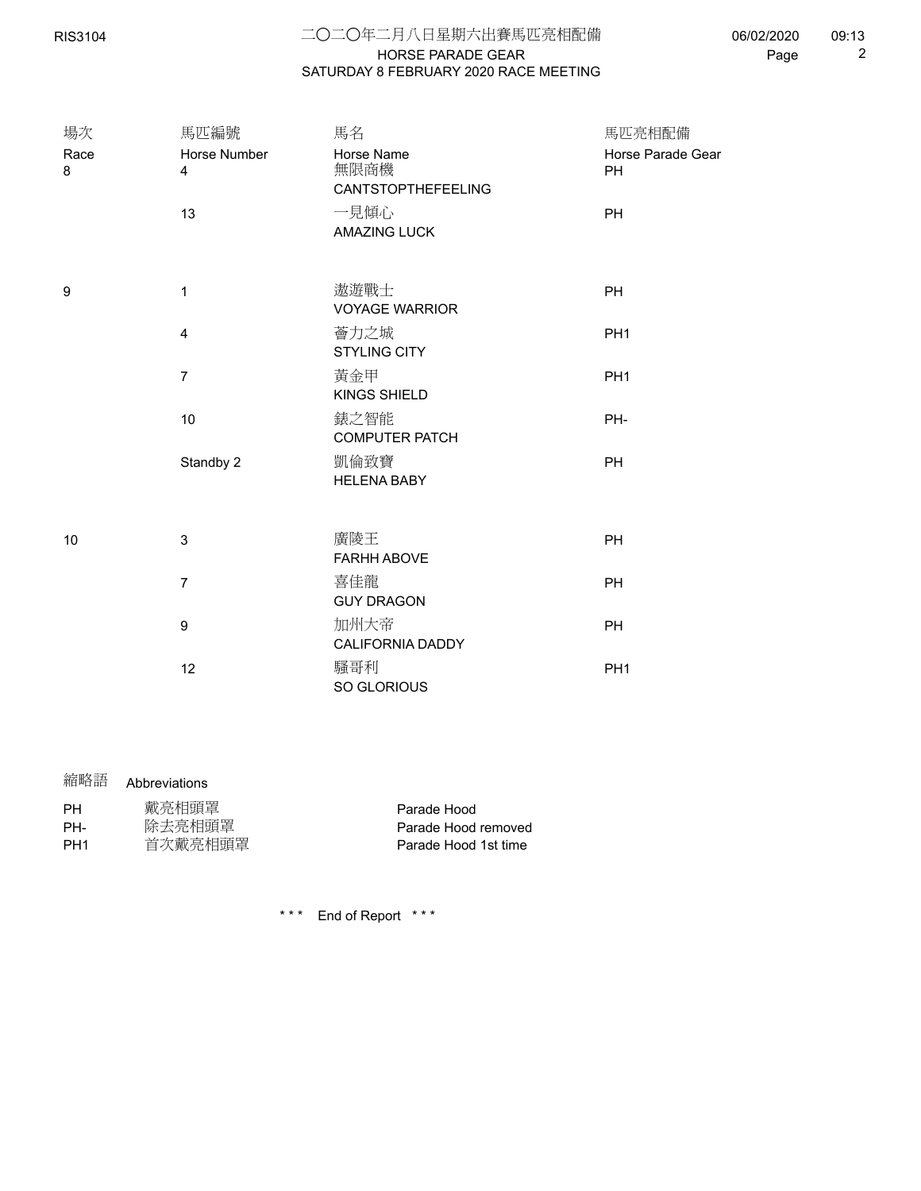# 二〇二〇年二月八日星期六出賽馬匹亮相配備

## HORSE PARADE GEAR

## SATURDAY 8 FEBRUARY 2020 RACE MEETING

| 場次<br>Race | 馬匹編號<br>Horse Number | 馬名<br>Horse Name | 馬匹亮相配備<br>Horse Parade Gear |
|---|---|---|---|
| 8 | 4 | 無限商機<br>CANTSTOPTHEFEELING | PH |
| | 13 | 一見傾心<br>AMAZING LUCK | PH |
| 9 | 1 | 遨遊戰士<br>VOYAGE WARRIOR | PH |
| | 4 | 薈力之城<br>STYLING CITY | PH1 |
| | 7 | 黃金甲<br>KINGS SHIELD | PH1 |
| | 10 | 錶之智能<br>COMPUTER PATCH | PH- |
| | Standby 2 | 凱倫致寶<br>HELENA BABY | PH |
| 10 | 3 | 廣陵王<br>FARHH ABOVE | PH |
| | 7 | 喜佳龍<br>GUY DRAGON | PH |
| | 9 | 加州大帝<br>CALIFORNIA DADDY | PH |
| | 12 | 騷哥利<br>SO GLORIOUS | PH1 |

縮略語 Abbreviations

| | | |
|---|---|---|
| PH | 戴亮相頭罩 | Parade Hood |
| PH- | 除去亮相頭罩 | Parade Hood removed |
| PH1 | 首次戴亮相頭罩 | Parade Hood 1st time |

*** End of Report ***